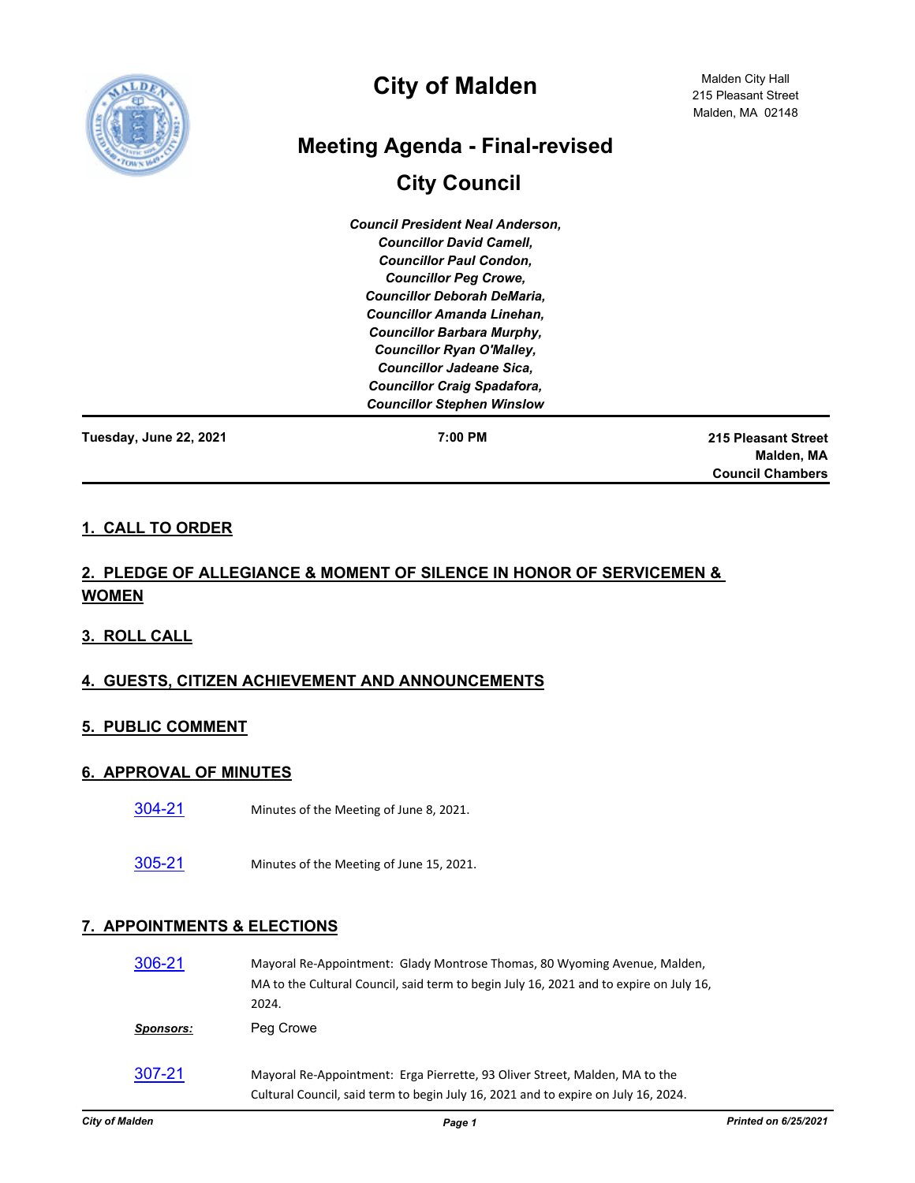# City of Malden

Malden City Hall
215 Pleasant Street
Malden, MA 02148

## Meeting Agenda - Final-revised

## City Council

*Council President Neal Anderson,*
*Councillor David Camell,*
*Councillor Paul Condon,*
*Councillor Peg Crowe,*
*Councillor Deborah DeMaria,*
*Councillor Amanda Linehan,*
*Councillor Barbara Murphy,*
*Councillor Ryan O'Malley,*
*Councillor Jadeane Sica,*
*Councillor Craig Spadafora,*
*Councillor Stephen Winslow*

**Tuesday, June 22, 2021** | **7:00 PM** | **215 Pleasant Street, Malden, MA, Council Chambers**

---

### 1. CALL TO ORDER

### 2. PLEDGE OF ALLEGIANCE & MOMENT OF SILENCE IN HONOR OF SERVICEMEN & WOMEN

### 3. ROLL CALL

### 4. GUESTS, CITIZEN ACHIEVEMENT AND ANNOUNCEMENTS

### 5. PUBLIC COMMENT

### 6. APPROVAL OF MINUTES

**304-21** Minutes of the Meeting of June 8, 2021.

**305-21** Minutes of the Meeting of June 15, 2021.

### 7. APPOINTMENTS & ELECTIONS

**306-21** Mayoral Re-Appointment: Glady Montrose Thomas, 80 Wyoming Avenue, Malden, MA to the Cultural Council, said term to begin July 16, 2021 and to expire on July 16, 2024.

*Sponsors:* Peg Crowe

**307-21** Mayoral Re-Appointment: Erga Pierrette, 93 Oliver Street, Malden, MA to the Cultural Council, said term to begin July 16, 2021 and to expire on July 16, 2024.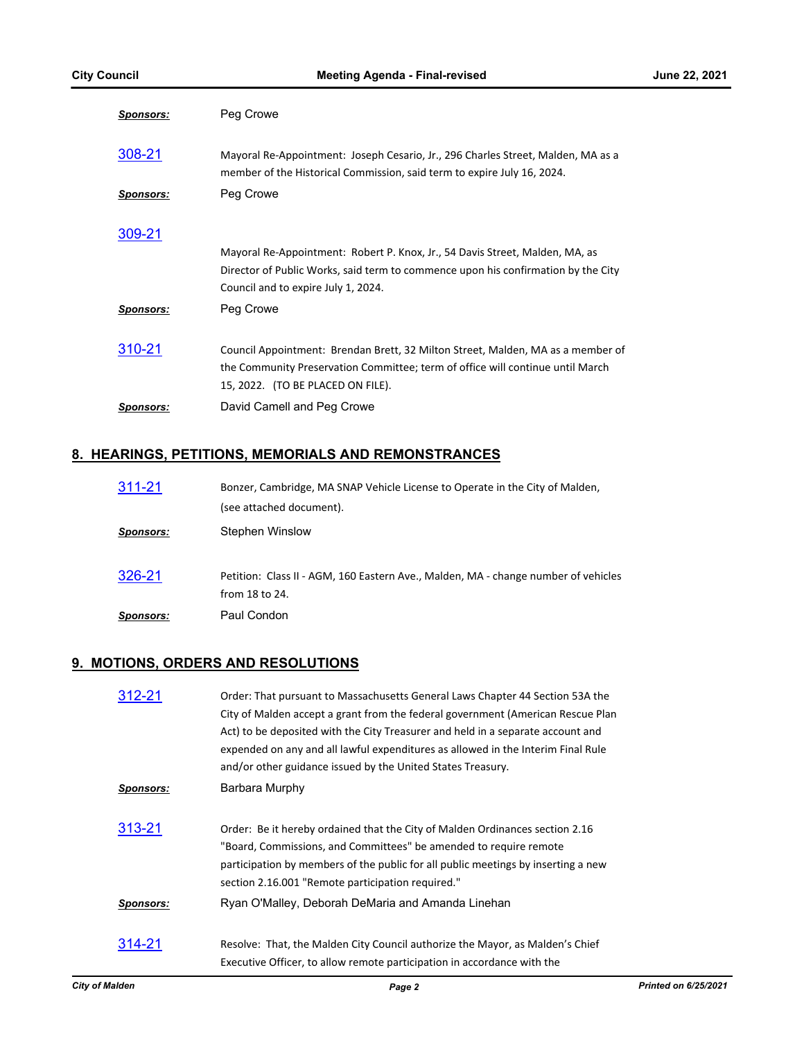***Sponsors:*** Peg Crowe

308-21 Mayoral Re-Appointment: Joseph Cesario, Jr., 296 Charles Street, Malden, MA as a member of the Historical Commission, said term to expire July 16, 2024.

***Sponsors:*** Peg Crowe

309-21 Mayoral Re-Appointment: Robert P. Knox, Jr., 54 Davis Street, Malden, MA, as Director of Public Works, said term to commence upon his confirmation by the City Council and to expire July 1, 2024.

***Sponsors:*** Peg Crowe

310-21 Council Appointment: Brendan Brett, 32 Milton Street, Malden, MA as a member of the Community Preservation Committee; term of office will continue until March 15, 2022. (TO BE PLACED ON FILE).

***Sponsors:*** David Camell and Peg Crowe

## 8. HEARINGS, PETITIONS, MEMORIALS AND REMONSTRANCES

311-21 Bonzer, Cambridge, MA SNAP Vehicle License to Operate in the City of Malden, (see attached document).

***Sponsors:*** Stephen Winslow

326-21 Petition: Class II - AGM, 160 Eastern Ave., Malden, MA - change number of vehicles from 18 to 24.

***Sponsors:*** Paul Condon

## 9. MOTIONS, ORDERS AND RESOLUTIONS

312-21 Order: That pursuant to Massachusetts General Laws Chapter 44 Section 53A the City of Malden accept a grant from the federal government (American Rescue Plan Act) to be deposited with the City Treasurer and held in a separate account and expended on any and all lawful expenditures as allowed in the Interim Final Rule and/or other guidance issued by the United States Treasury.

***Sponsors:*** Barbara Murphy

313-21 Order: Be it hereby ordained that the City of Malden Ordinances section 2.16 "Board, Commissions, and Committees" be amended to require remote participation by members of the public for all public meetings by inserting a new section 2.16.001 "Remote participation required."

***Sponsors:*** Ryan O'Malley, Deborah DeMaria and Amanda Linehan

314-21 Resolve: That, the Malden City Council authorize the Mayor, as Malden's Chief Executive Officer, to allow remote participation in accordance with the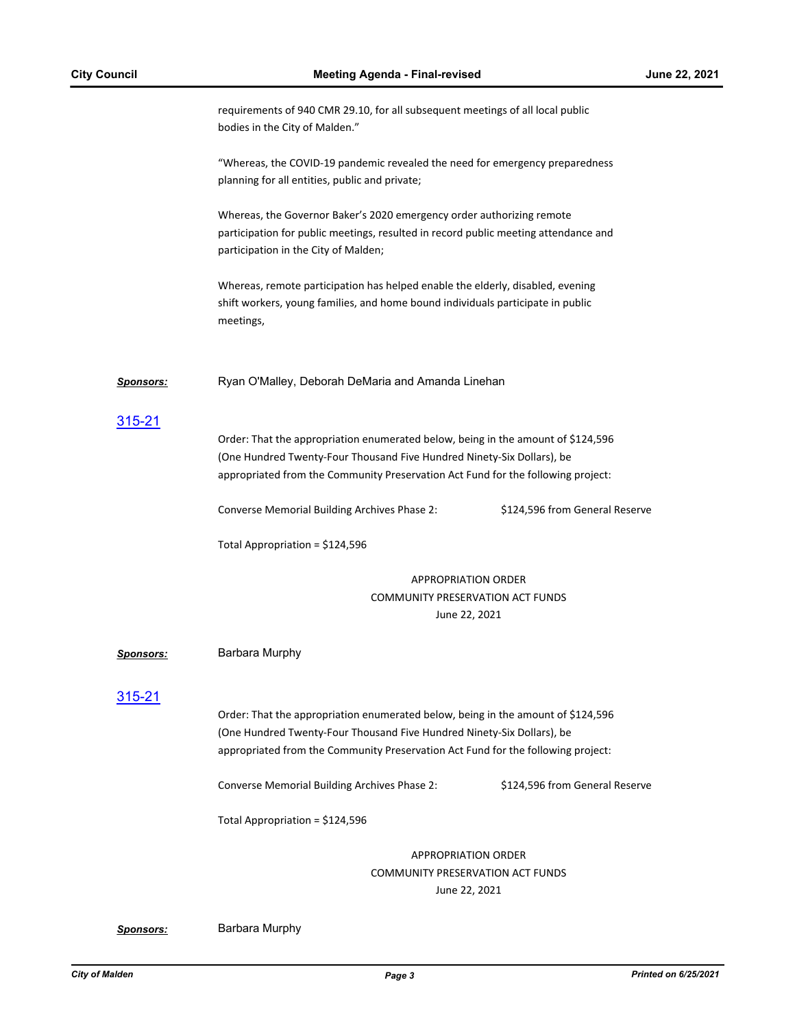requirements of 940 CMR 29.10, for all subsequent meetings of all local public bodies in the City of Malden."

"Whereas, the COVID-19 pandemic revealed the need for emergency preparedness planning for all entities, public and private;

Whereas, the Governor Baker's 2020 emergency order authorizing remote participation for public meetings, resulted in record public meeting attendance and participation in the City of Malden;

Whereas, remote participation has helped enable the elderly, disabled, evening shift workers, young families, and home bound individuals participate in public meetings,

***Sponsors:*** Ryan O'Malley, Deborah DeMaria and Amanda Linehan

## 315-21

Order: That the appropriation enumerated below, being in the amount of $124,596 (One Hundred Twenty-Four Thousand Five Hundred Ninety-Six Dollars), be appropriated from the Community Preservation Act Fund for the following project:

Converse Memorial Building Archives Phase 2: $124,596 from General Reserve

Total Appropriation = $124,596

APPROPRIATION ORDER
COMMUNITY PRESERVATION ACT FUNDS
June 22, 2021

***Sponsors:*** Barbara Murphy

## 315-21

Order: That the appropriation enumerated below, being in the amount of $124,596 (One Hundred Twenty-Four Thousand Five Hundred Ninety-Six Dollars), be appropriated from the Community Preservation Act Fund for the following project:

Converse Memorial Building Archives Phase 2: $124,596 from General Reserve

Total Appropriation = $124,596

APPROPRIATION ORDER
COMMUNITY PRESERVATION ACT FUNDS
June 22, 2021

***Sponsors:*** Barbara Murphy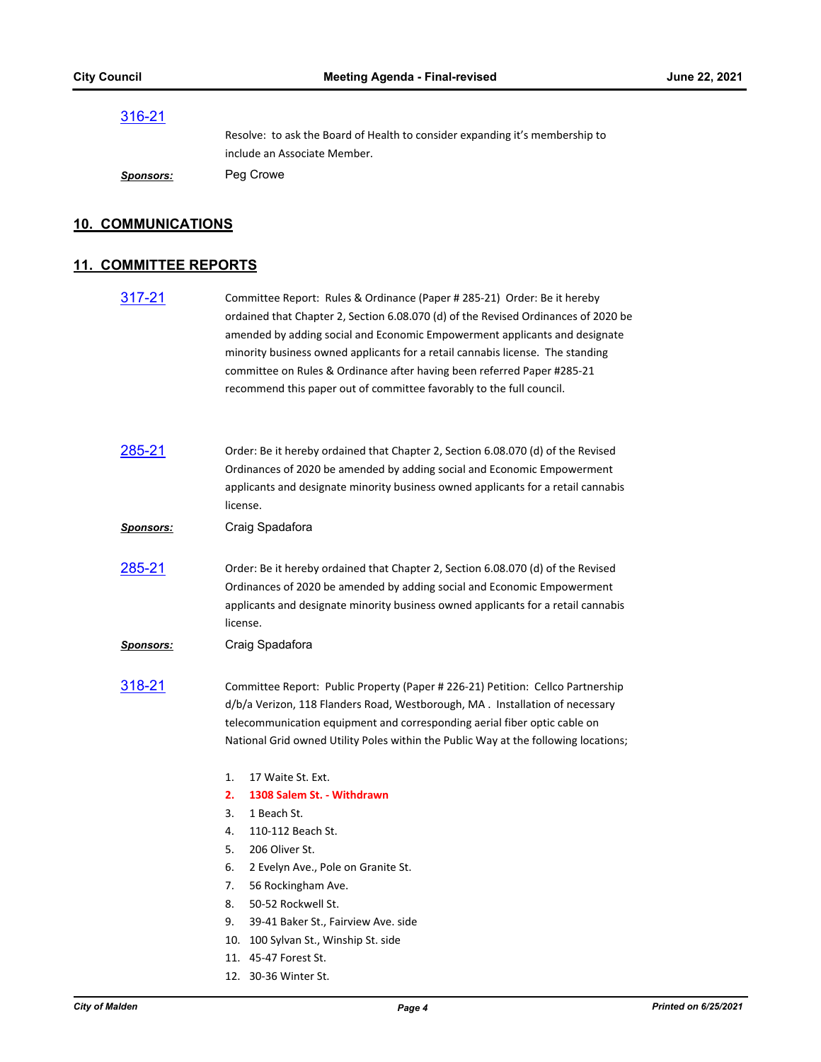[316-21](#)

Resolve: to ask the Board of Health to consider expanding it's membership to include an Associate Member.

***Sponsors:*** Peg Crowe

## 10. COMMUNICATIONS

## 11. COMMITTEE REPORTS

[317-21](#)

Committee Report: Rules & Ordinance (Paper # 285-21) Order: Be it hereby ordained that Chapter 2, Section 6.08.070 (d) of the Revised Ordinances of 2020 be amended by adding social and Economic Empowerment applicants and designate minority business owned applicants for a retail cannabis license. The standing committee on Rules & Ordinance after having been referred Paper #285-21 recommend this paper out of committee favorably to the full council.

[285-21](#)

Order: Be it hereby ordained that Chapter 2, Section 6.08.070 (d) of the Revised Ordinances of 2020 be amended by adding social and Economic Empowerment applicants and designate minority business owned applicants for a retail cannabis license.

***Sponsors:*** Craig Spadafora

[285-21](#)

Order: Be it hereby ordained that Chapter 2, Section 6.08.070 (d) of the Revised Ordinances of 2020 be amended by adding social and Economic Empowerment applicants and designate minority business owned applicants for a retail cannabis license.

***Sponsors:*** Craig Spadafora

[318-21](#)

Committee Report: Public Property (Paper # 226-21) Petition: Cellco Partnership d/b/a Verizon, 118 Flanders Road, Westborough, MA . Installation of necessary telecommunication equipment and corresponding aerial fiber optic cable on National Grid owned Utility Poles within the Public Way at the following locations;

1. 17 Waite St. Ext.
2. **1308 Salem St. - Withdrawn**
3. 1 Beach St.
4. 110-112 Beach St.
5. 206 Oliver St.
6. 2 Evelyn Ave., Pole on Granite St.
7. 56 Rockingham Ave.
8. 50-52 Rockwell St.
9. 39-41 Baker St., Fairview Ave. side
10. 100 Sylvan St., Winship St. side
11. 45-47 Forest St.
12. 30-36 Winter St.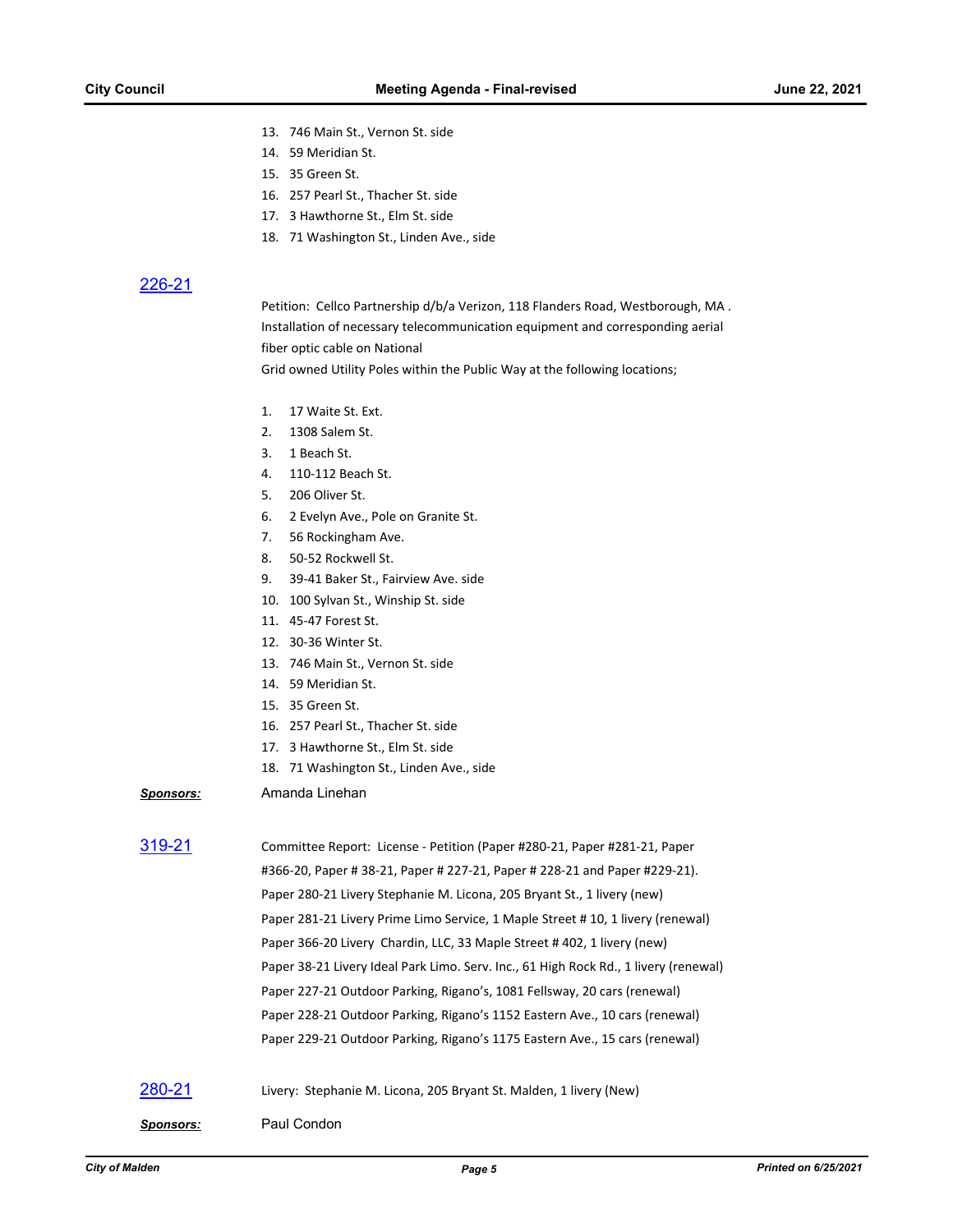13. 746 Main St., Vernon St. side
14. 59 Meridian St.
15. 35 Green St.
16. 257 Pearl St., Thacher St. side
17. 3 Hawthorne St., Elm St. side
18. 71 Washington St., Linden Ave., side

## [226-21]

Petition: Cellco Partnership d/b/a Verizon, 118 Flanders Road, Westborough, MA . Installation of necessary telecommunication equipment and corresponding aerial fiber optic cable on National Grid owned Utility Poles within the Public Way at the following locations;

1. 17 Waite St. Ext.
2. 1308 Salem St.
3. 1 Beach St.
4. 110-112 Beach St.
5. 206 Oliver St.
6. 2 Evelyn Ave., Pole on Granite St.
7. 56 Rockingham Ave.
8. 50-52 Rockwell St.
9. 39-41 Baker St., Fairview Ave. side
10. 100 Sylvan St., Winship St. side
11. 45-47 Forest St.
12. 30-36 Winter St.
13. 746 Main St., Vernon St. side
14. 59 Meridian St.
15. 35 Green St.
16. 257 Pearl St., Thacher St. side
17. 3 Hawthorne St., Elm St. side
18. 71 Washington St., Linden Ave., side

***Sponsors:*** Amanda Linehan

## [319-21]

Committee Report: License - Petition (Paper #280-21, Paper #281-21, Paper #366-20, Paper # 38-21, Paper # 227-21, Paper # 228-21 and Paper #229-21).

Paper 280-21 Livery Stephanie M. Licona, 205 Bryant St., 1 livery (new)

Paper 281-21 Livery Prime Limo Service, 1 Maple Street # 10, 1 livery (renewal)

Paper 366-20 Livery Chardin, LLC, 33 Maple Street # 402, 1 livery (new)

Paper 38-21 Livery Ideal Park Limo. Serv. Inc., 61 High Rock Rd., 1 livery (renewal)

Paper 227-21 Outdoor Parking, Rigano's, 1081 Fellsway, 20 cars (renewal)

Paper 228-21 Outdoor Parking, Rigano's 1152 Eastern Ave., 10 cars (renewal)

Paper 229-21 Outdoor Parking, Rigano's 1175 Eastern Ave., 15 cars (renewal)

## [280-21]

Livery: Stephanie M. Licona, 205 Bryant St. Malden, 1 livery (New)

***Sponsors:*** Paul Condon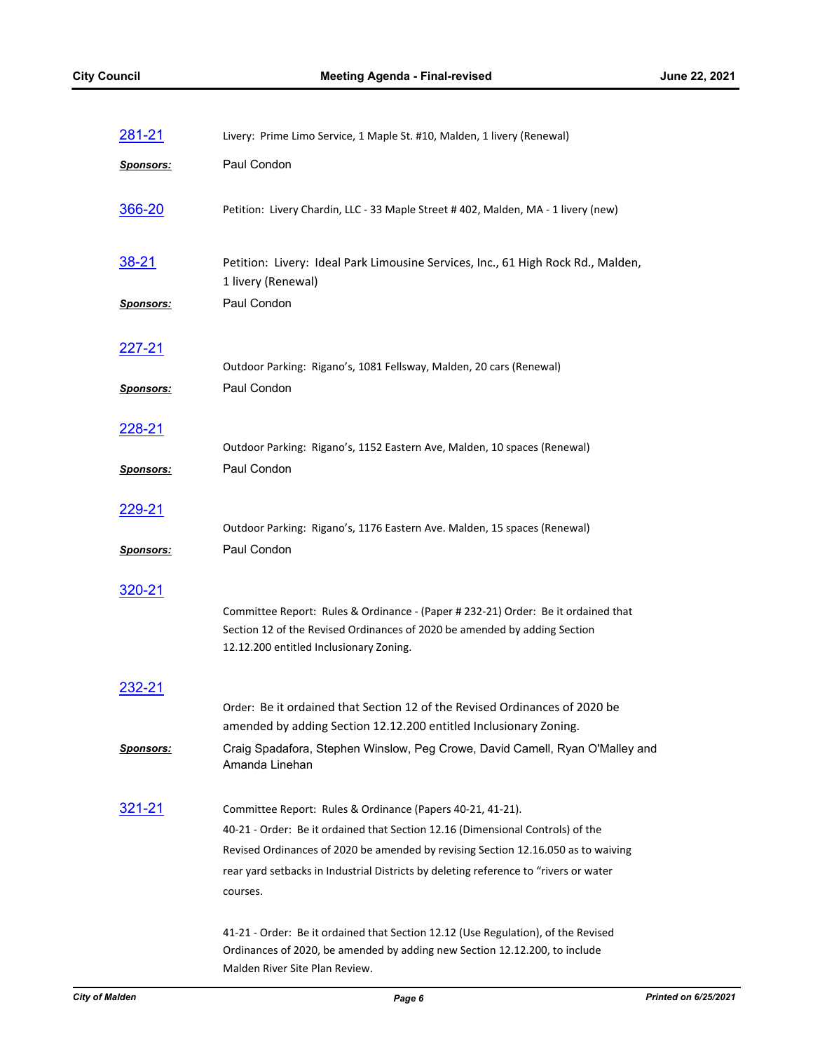281-21 Livery: Prime Limo Service, 1 Maple St. #10, Malden, 1 livery (Renewal)

***Sponsors:*** Paul Condon

366-20 Petition: Livery Chardin, LLC - 33 Maple Street # 402, Malden, MA - 1 livery (new)

38-21 Petition: Livery: Ideal Park Limousine Services, Inc., 61 High Rock Rd., Malden, 1 livery (Renewal)

***Sponsors:*** Paul Condon

227-21 Outdoor Parking: Rigano's, 1081 Fellsway, Malden, 20 cars (Renewal)

***Sponsors:*** Paul Condon

228-21 Outdoor Parking: Rigano's, 1152 Eastern Ave, Malden, 10 spaces (Renewal)

***Sponsors:*** Paul Condon

229-21 Outdoor Parking: Rigano's, 1176 Eastern Ave. Malden, 15 spaces (Renewal)

***Sponsors:*** Paul Condon

320-21 Committee Report: Rules & Ordinance - (Paper # 232-21) Order: Be it ordained that Section 12 of the Revised Ordinances of 2020 be amended by adding Section 12.12.200 entitled Inclusionary Zoning.

232-21 Order: Be it ordained that Section 12 of the Revised Ordinances of 2020 be amended by adding Section 12.12.200 entitled Inclusionary Zoning.

***Sponsors:*** Craig Spadafora, Stephen Winslow, Peg Crowe, David Camell, Ryan O'Malley and Amanda Linehan

321-21 Committee Report: Rules & Ordinance (Papers 40-21, 41-21).

40-21 - Order: Be it ordained that Section 12.16 (Dimensional Controls) of the Revised Ordinances of 2020 be amended by revising Section 12.16.050 as to waiving rear yard setbacks in Industrial Districts by deleting reference to "rivers or water courses.

41-21 - Order: Be it ordained that Section 12.12 (Use Regulation), of the Revised Ordinances of 2020, be amended by adding new Section 12.12.200, to include Malden River Site Plan Review.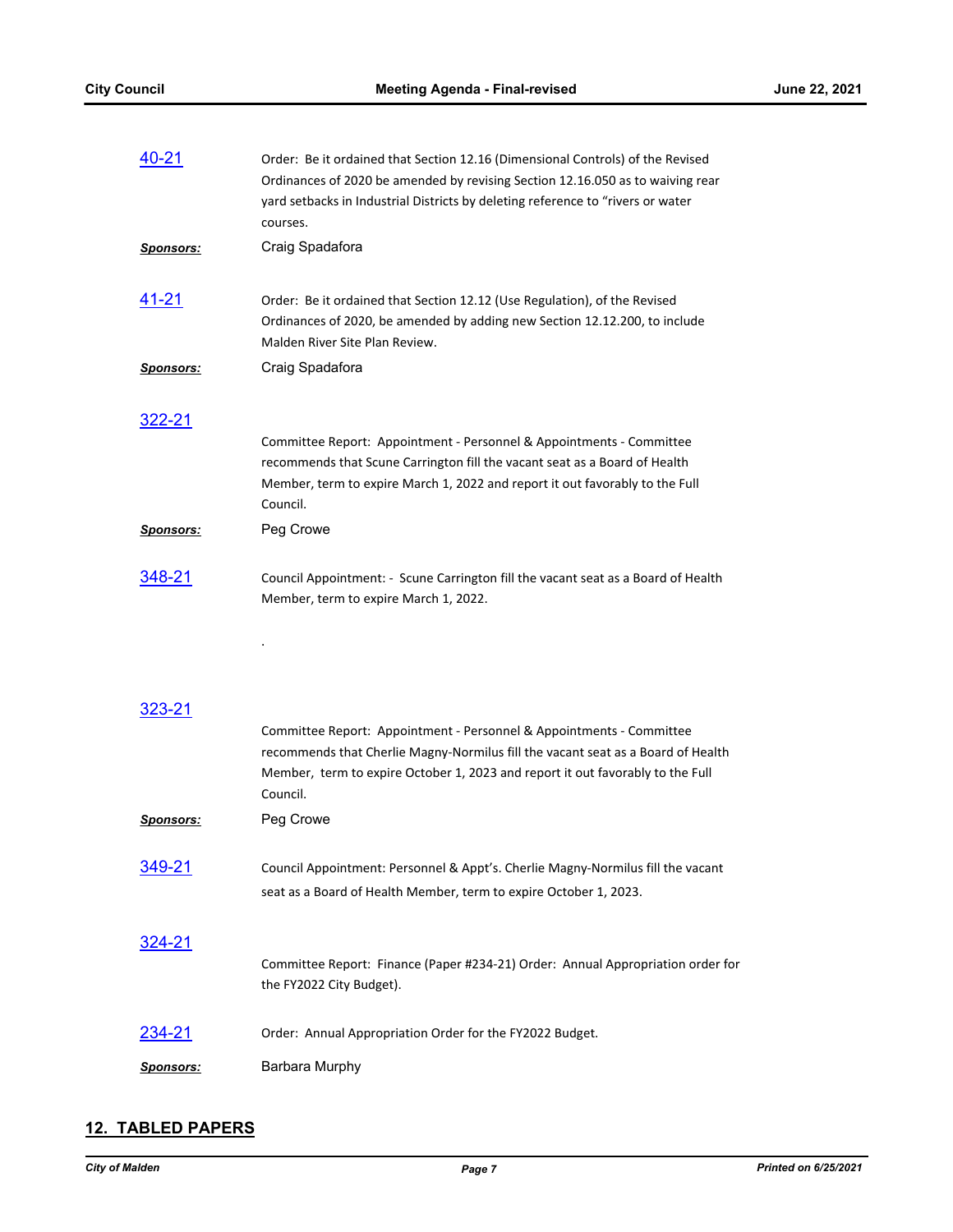[40-21](#)

Order: Be it ordained that Section 12.16 (Dimensional Controls) of the Revised Ordinances of 2020 be amended by revising Section 12.16.050 as to waiving rear yard setbacks in Industrial Districts by deleting reference to "rivers or water courses.

***Sponsors:*** Craig Spadafora

[41-21](#)

Order: Be it ordained that Section 12.12 (Use Regulation), of the Revised Ordinances of 2020, be amended by adding new Section 12.12.200, to include Malden River Site Plan Review.

***Sponsors:*** Craig Spadafora

[322-21](#)

Committee Report: Appointment - Personnel & Appointments - Committee recommends that Scune Carrington fill the vacant seat as a Board of Health Member, term to expire March 1, 2022 and report it out favorably to the Full Council.

***Sponsors:*** Peg Crowe

[348-21](#)

Council Appointment: - Scune Carrington fill the vacant seat as a Board of Health Member, term to expire March 1, 2022.

.

[323-21](#)

Committee Report: Appointment - Personnel & Appointments - Committee recommends that Cherlie Magny-Normilus fill the vacant seat as a Board of Health Member, term to expire October 1, 2023 and report it out favorably to the Full Council.

***Sponsors:*** Peg Crowe

[349-21](#)

Council Appointment: Personnel & Appt's. Cherlie Magny-Normilus fill the vacant seat as a Board of Health Member, term to expire October 1, 2023.

[324-21](#)

Committee Report: Finance (Paper #234-21) Order: Annual Appropriation order for the FY2022 City Budget).

[234-21](#)

Order: Annual Appropriation Order for the FY2022 Budget.

***Sponsors:*** Barbara Murphy

## 12. TABLED PAPERS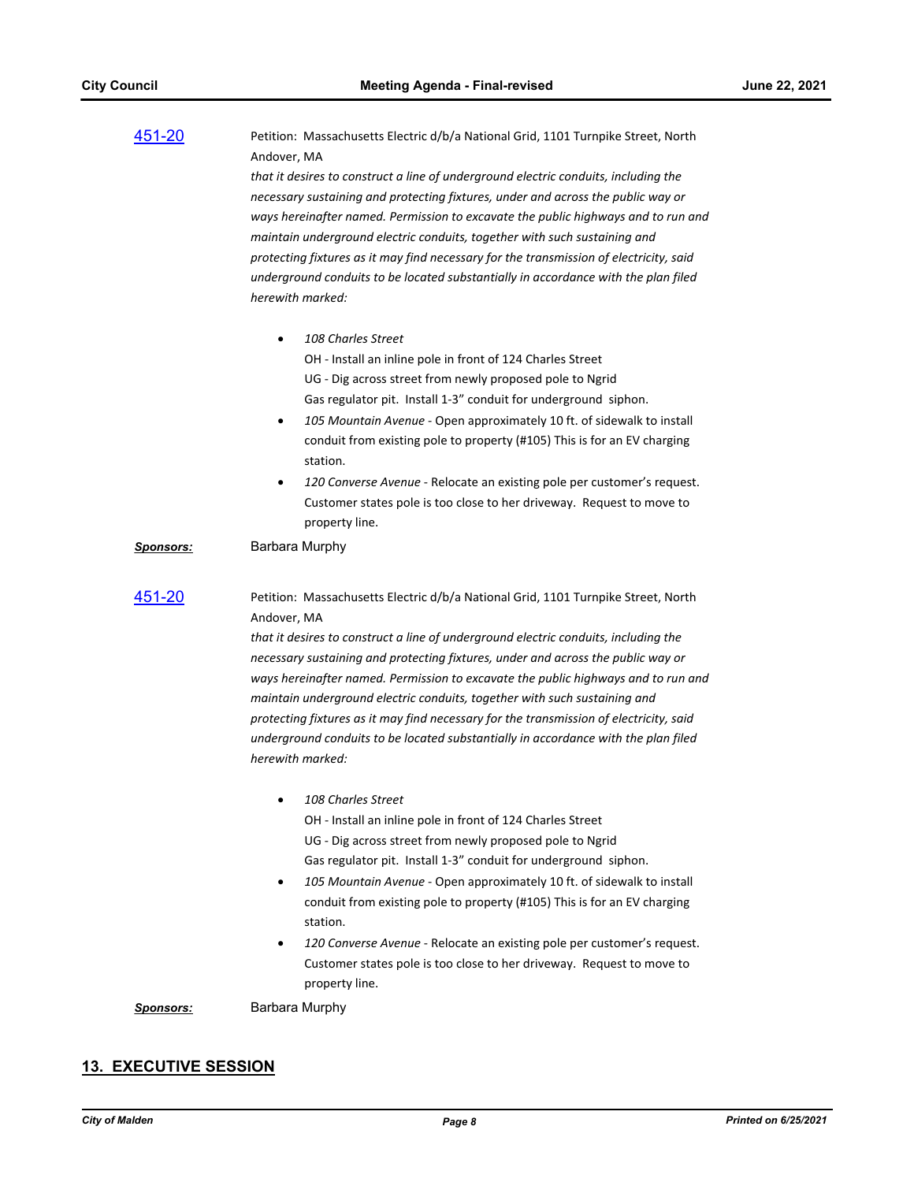451-20 Petition: Massachusetts Electric d/b/a National Grid, 1101 Turnpike Street, North Andover, MA

*that it desires to construct a line of underground electric conduits, including the necessary sustaining and protecting fixtures, under and across the public way or ways hereinafter named. Permission to excavate the public highways and to run and maintain underground electric conduits, together with such sustaining and protecting fixtures as it may find necessary for the transmission of electricity, said underground conduits to be located substantially in accordance with the plan filed herewith marked:*

- *108 Charles Street*
  OH - Install an inline pole in front of 124 Charles Street
  UG - Dig across street from newly proposed pole to Ngrid
  Gas regulator pit. Install 1-3" conduit for underground siphon.
- *105 Mountain Avenue* - Open approximately 10 ft. of sidewalk to install conduit from existing pole to property (#105) This is for an EV charging station.
- *120 Converse Avenue* - Relocate an existing pole per customer's request. Customer states pole is too close to her driveway. Request to move to property line.

***Sponsors:*** Barbara Murphy

451-20 Petition: Massachusetts Electric d/b/a National Grid, 1101 Turnpike Street, North Andover, MA

*that it desires to construct a line of underground electric conduits, including the necessary sustaining and protecting fixtures, under and across the public way or ways hereinafter named. Permission to excavate the public highways and to run and maintain underground electric conduits, together with such sustaining and protecting fixtures as it may find necessary for the transmission of electricity, said underground conduits to be located substantially in accordance with the plan filed herewith marked:*

- *108 Charles Street*
  OH - Install an inline pole in front of 124 Charles Street
  UG - Dig across street from newly proposed pole to Ngrid
  Gas regulator pit. Install 1-3" conduit for underground siphon.
- *105 Mountain Avenue* - Open approximately 10 ft. of sidewalk to install conduit from existing pole to property (#105) This is for an EV charging station.
- *120 Converse Avenue* - Relocate an existing pole per customer's request. Customer states pole is too close to her driveway. Request to move to property line.

***Sponsors:*** Barbara Murphy

## 13. EXECUTIVE SESSION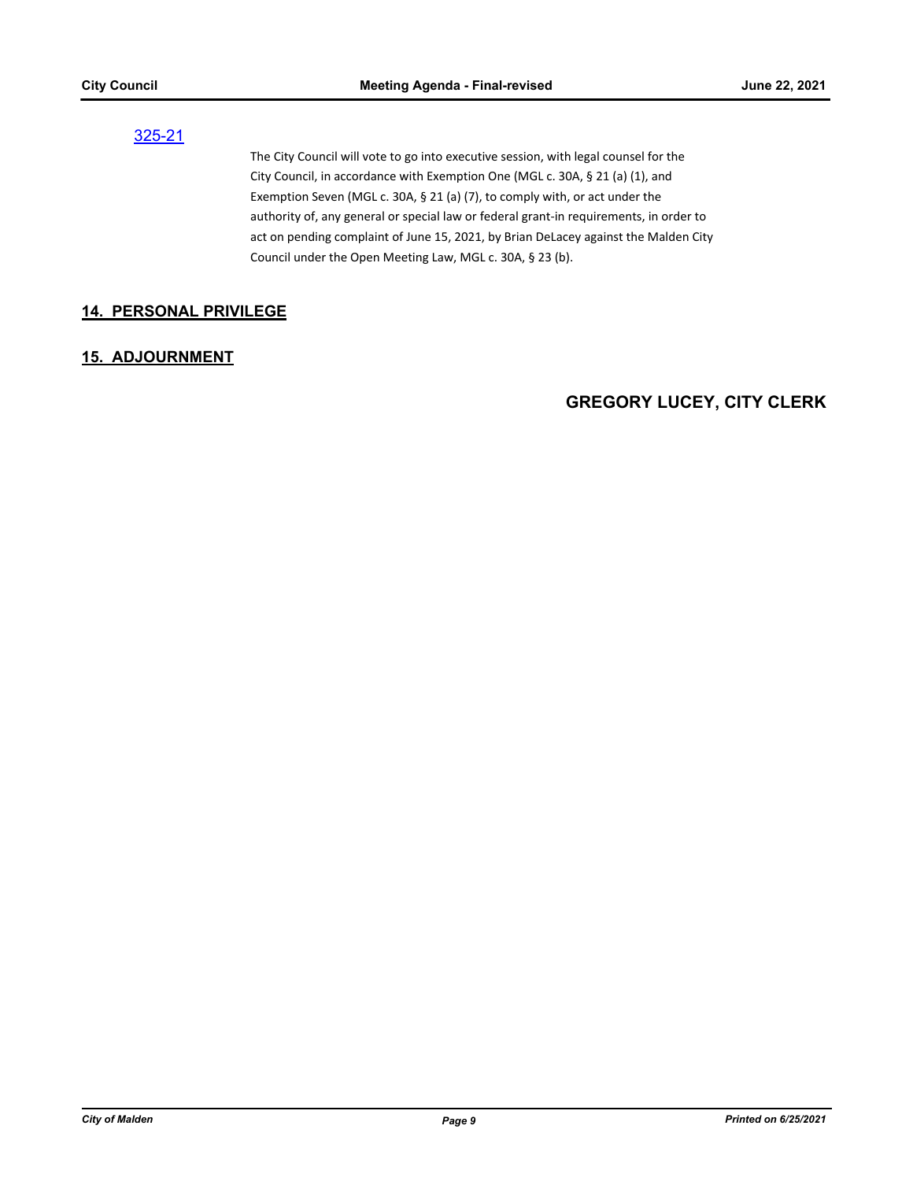[325-21]

The City Council will vote to go into executive session, with legal counsel for the City Council, in accordance with Exemption One (MGL c. 30A, § 21 (a) (1), and Exemption Seven (MGL c. 30A, § 21 (a) (7), to comply with, or act under the authority of, any general or special law or federal grant-in requirements, in order to act on pending complaint of June 15, 2021, by Brian DeLacey against the Malden City Council under the Open Meeting Law, MGL c. 30A, § 23 (b).

## 14. PERSONAL PRIVILEGE

## 15. ADJOURNMENT

**GREGORY LUCEY, CITY CLERK**